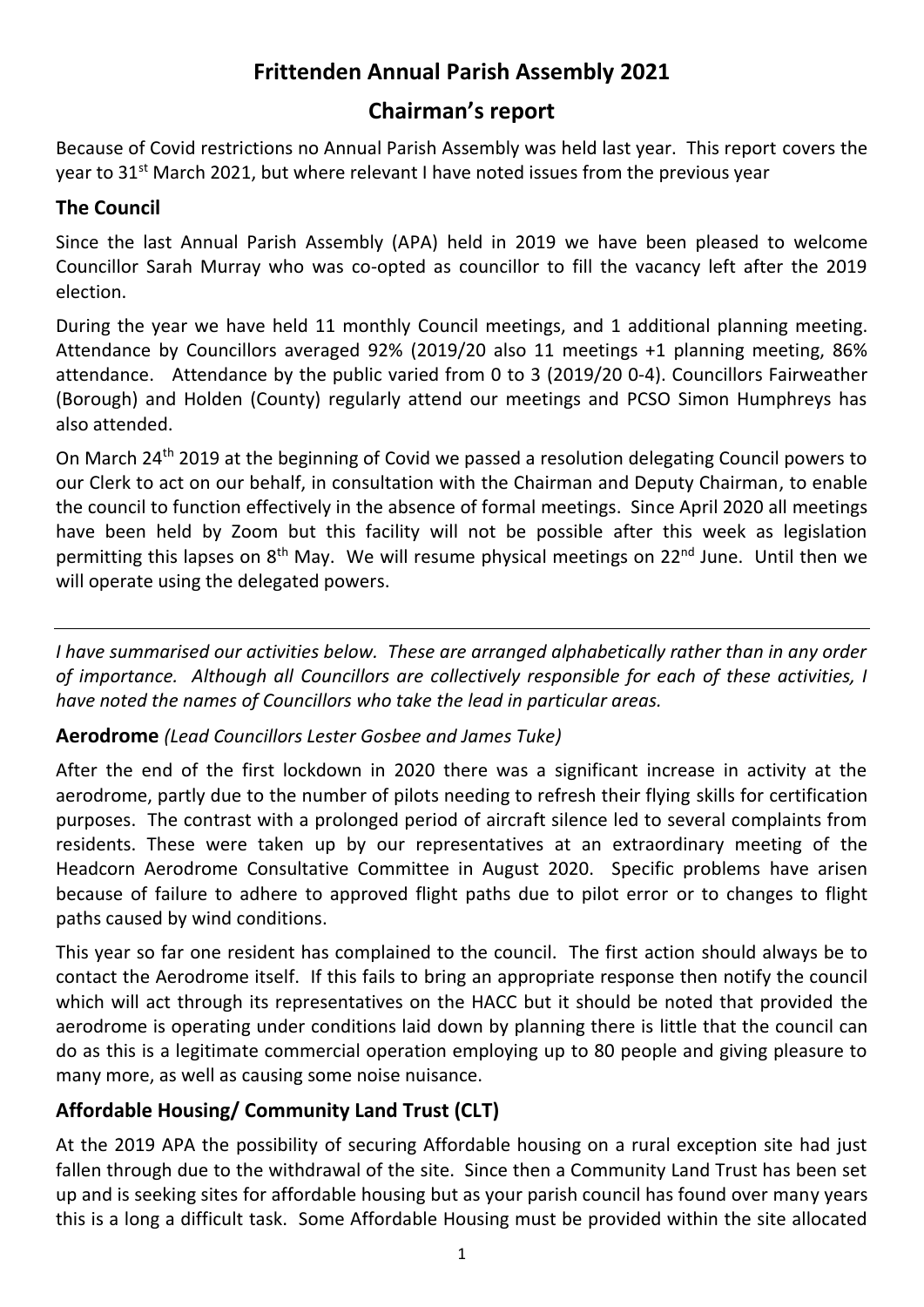# Frittenden Annual Parish Assembly 2021

## Chairman's report

Because of Covid restrictions no Annual Parish Assembly was held last year. This report covers the year to 31st March 2021, but where relevant I have noted issues from the previous year

### The Council

Since the last Annual Parish Assembly (APA) held in 2019 we have been pleased to welcome Councillor Sarah Murray who was co-opted as councillor to fill the vacancy left after the 2019 election.

During the year we have held 11 monthly Council meetings, and 1 additional planning meeting. Attendance by Councillors averaged 92% (2019/20 also 11 meetings +1 planning meeting, 86% attendance. Attendance by the public varied from 0 to 3 (2019/20 0-4). Councillors Fairweather (Borough) and Holden (County) regularly attend our meetings and PCSO Simon Humphreys has also attended.

On March 24th 2019 at the beginning of Covid we passed a resolution delegating Council powers to our Clerk to act on our behalf, in consultation with the Chairman and Deputy Chairman, to enable the council to function effectively in the absence of formal meetings. Since April 2020 all meetings have been held by Zoom but this facility will not be possible after this week as legislation permitting this lapses on 8th May. We will resume physical meetings on 22nd June. Until then we will operate using the delegated powers.

---

*I have summarised our activities below. These are arranged alphabetically rather than in any order of importance. Although all Councillors are collectively responsible for each of these activities, I have noted the names of Councillors who take the lead in particular areas.*

### Aerodrome *(Lead Councillors Lester Gosbee and James Tuke)*

After the end of the first lockdown in 2020 there was a significant increase in activity at the aerodrome, partly due to the number of pilots needing to refresh their flying skills for certification purposes. The contrast with a prolonged period of aircraft silence led to several complaints from residents. These were taken up by our representatives at an extraordinary meeting of the Headcorn Aerodrome Consultative Committee in August 2020. Specific problems have arisen because of failure to adhere to approved flight paths due to pilot error or to changes to flight paths caused by wind conditions.

This year so far one resident has complained to the council. The first action should always be to contact the Aerodrome itself. If this fails to bring an appropriate response then notify the council which will act through its representatives on the HACC but it should be noted that provided the aerodrome is operating under conditions laid down by planning there is little that the council can do as this is a legitimate commercial operation employing up to 80 people and giving pleasure to many more, as well as causing some noise nuisance.

### Affordable Housing/ Community Land Trust (CLT)

At the 2019 APA the possibility of securing Affordable housing on a rural exception site had just fallen through due to the withdrawal of the site. Since then a Community Land Trust has been set up and is seeking sites for affordable housing but as your parish council has found over many years this is a long a difficult task. Some Affordable Housing must be provided within the site allocated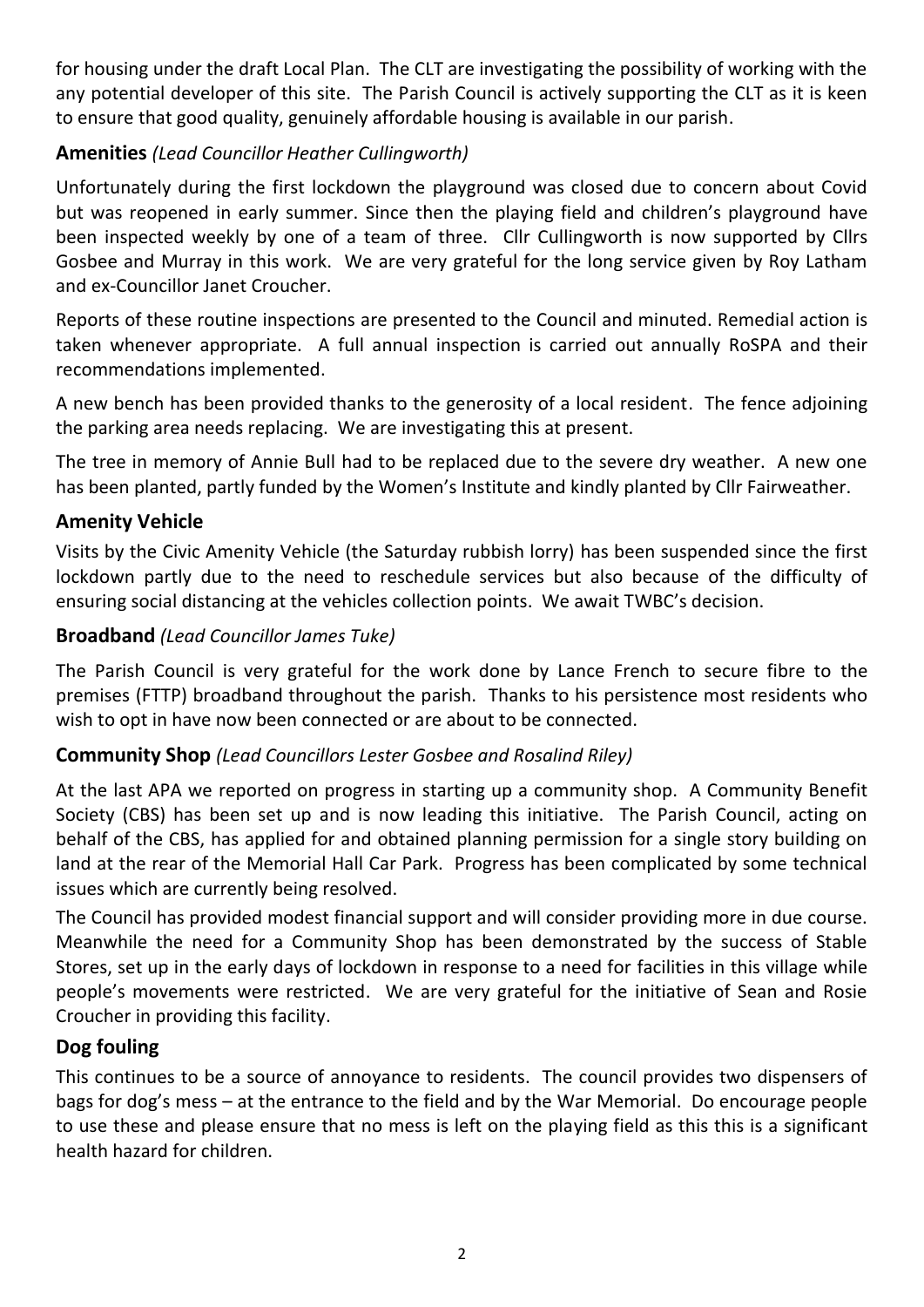for housing under the draft Local Plan. The CLT are investigating the possibility of working with the any potential developer of this site. The Parish Council is actively supporting the CLT as it is keen to ensure that good quality, genuinely affordable housing is available in our parish.

### Amenities *(Lead Councillor Heather Cullingworth)*

Unfortunately during the first lockdown the playground was closed due to concern about Covid but was reopened in early summer. Since then the playing field and children's playground have been inspected weekly by one of a team of three. Cllr Cullingworth is now supported by Cllrs Gosbee and Murray in this work. We are very grateful for the long service given by Roy Latham and ex-Councillor Janet Croucher.

Reports of these routine inspections are presented to the Council and minuted. Remedial action is taken whenever appropriate. A full annual inspection is carried out annually RoSPA and their recommendations implemented.

A new bench has been provided thanks to the generosity of a local resident. The fence adjoining the parking area needs replacing. We are investigating this at present.

The tree in memory of Annie Bull had to be replaced due to the severe dry weather. A new one has been planted, partly funded by the Women's Institute and kindly planted by Cllr Fairweather.

### Amenity Vehicle

Visits by the Civic Amenity Vehicle (the Saturday rubbish lorry) has been suspended since the first lockdown partly due to the need to reschedule services but also because of the difficulty of ensuring social distancing at the vehicles collection points. We await TWBC's decision.

### Broadband *(Lead Councillor James Tuke)*

The Parish Council is very grateful for the work done by Lance French to secure fibre to the premises (FTTP) broadband throughout the parish. Thanks to his persistence most residents who wish to opt in have now been connected or are about to be connected.

### Community Shop *(Lead Councillors Lester Gosbee and Rosalind Riley)*

At the last APA we reported on progress in starting up a community shop. A Community Benefit Society (CBS) has been set up and is now leading this initiative. The Parish Council, acting on behalf of the CBS, has applied for and obtained planning permission for a single story building on land at the rear of the Memorial Hall Car Park. Progress has been complicated by some technical issues which are currently being resolved.

The Council has provided modest financial support and will consider providing more in due course. Meanwhile the need for a Community Shop has been demonstrated by the success of Stable Stores, set up in the early days of lockdown in response to a need for facilities in this village while people's movements were restricted. We are very grateful for the initiative of Sean and Rosie Croucher in providing this facility.

### Dog fouling

This continues to be a source of annoyance to residents. The council provides two dispensers of bags for dog's mess – at the entrance to the field and by the War Memorial. Do encourage people to use these and please ensure that no mess is left on the playing field as this this is a significant health hazard for children.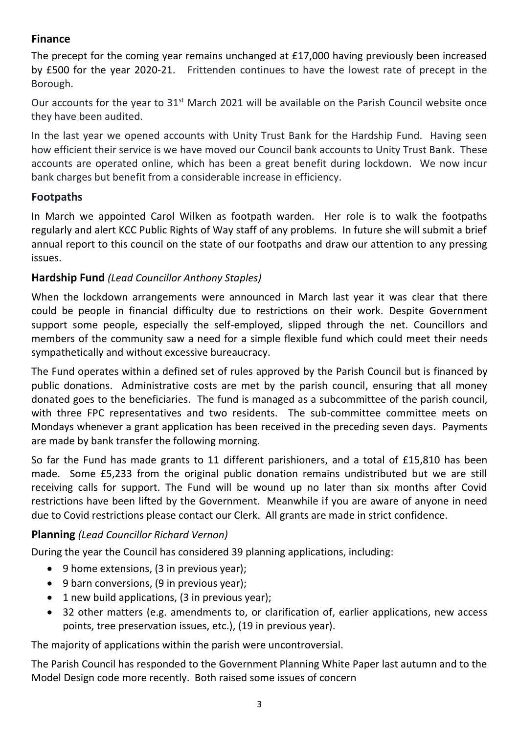## Finance

The precept for the coming year remains unchanged at £17,000 having previously been increased by £500 for the year 2020-21. Frittenden continues to have the lowest rate of precept in the Borough.

Our accounts for the year to 31st March 2021 will be available on the Parish Council website once they have been audited.

In the last year we opened accounts with Unity Trust Bank for the Hardship Fund. Having seen how efficient their service is we have moved our Council bank accounts to Unity Trust Bank. These accounts are operated online, which has been a great benefit during lockdown. We now incur bank charges but benefit from a considerable increase in efficiency.

## Footpaths

In March we appointed Carol Wilken as footpath warden. Her role is to walk the footpaths regularly and alert KCC Public Rights of Way staff of any problems. In future she will submit a brief annual report to this council on the state of our footpaths and draw our attention to any pressing issues.

## Hardship Fund *(Lead Councillor Anthony Staples)*

When the lockdown arrangements were announced in March last year it was clear that there could be people in financial difficulty due to restrictions on their work. Despite Government support some people, especially the self-employed, slipped through the net. Councillors and members of the community saw a need for a simple flexible fund which could meet their needs sympathetically and without excessive bureaucracy.

The Fund operates within a defined set of rules approved by the Parish Council but is financed by public donations. Administrative costs are met by the parish council, ensuring that all money donated goes to the beneficiaries. The fund is managed as a subcommittee of the parish council, with three FPC representatives and two residents. The sub-committee committee meets on Mondays whenever a grant application has been received in the preceding seven days. Payments are made by bank transfer the following morning.

So far the Fund has made grants to 11 different parishioners, and a total of £15,810 has been made. Some £5,233 from the original public donation remains undistributed but we are still receiving calls for support. The Fund will be wound up no later than six months after Covid restrictions have been lifted by the Government. Meanwhile if you are aware of anyone in need due to Covid restrictions please contact our Clerk. All grants are made in strict confidence.

## Planning *(Lead Councillor Richard Vernon)*

During the year the Council has considered 39 planning applications, including:

- 9 home extensions, (3 in previous year);
- 9 barn conversions, (9 in previous year);
- 1 new build applications, (3 in previous year);
- 32 other matters (e.g. amendments to, or clarification of, earlier applications, new access points, tree preservation issues, etc.), (19 in previous year).

The majority of applications within the parish were uncontroversial.

The Parish Council has responded to the Government Planning White Paper last autumn and to the Model Design code more recently. Both raised some issues of concern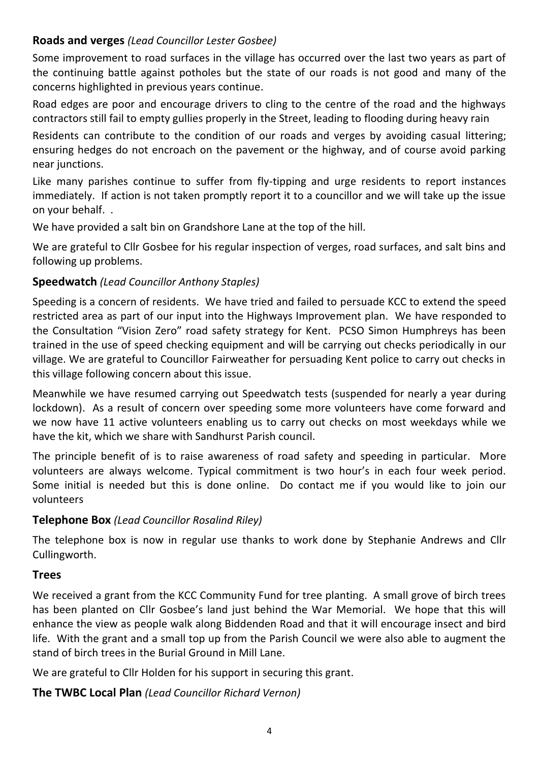## Roads and verges *(Lead Councillor Lester Gosbee)*

Some improvement to road surfaces in the village has occurred over the last two years as part of the continuing battle against potholes but the state of our roads is not good and many of the concerns highlighted in previous years continue.

Road edges are poor and encourage drivers to cling to the centre of the road and the highways contractors still fail to empty gullies properly in the Street, leading to flooding during heavy rain

Residents can contribute to the condition of our roads and verges by avoiding casual littering; ensuring hedges do not encroach on the pavement or the highway, and of course avoid parking near junctions.

Like many parishes continue to suffer from fly-tipping and urge residents to report instances immediately. If action is not taken promptly report it to a councillor and we will take up the issue on your behalf. .

We have provided a salt bin on Grandshore Lane at the top of the hill.

We are grateful to Cllr Gosbee for his regular inspection of verges, road surfaces, and salt bins and following up problems.

## Speedwatch *(Lead Councillor Anthony Staples)*

Speeding is a concern of residents. We have tried and failed to persuade KCC to extend the speed restricted area as part of our input into the Highways Improvement plan. We have responded to the Consultation "Vision Zero" road safety strategy for Kent. PCSO Simon Humphreys has been trained in the use of speed checking equipment and will be carrying out checks periodically in our village. We are grateful to Councillor Fairweather for persuading Kent police to carry out checks in this village following concern about this issue.

Meanwhile we have resumed carrying out Speedwatch tests (suspended for nearly a year during lockdown). As a result of concern over speeding some more volunteers have come forward and we now have 11 active volunteers enabling us to carry out checks on most weekdays while we have the kit, which we share with Sandhurst Parish council.

The principle benefit of is to raise awareness of road safety and speeding in particular. More volunteers are always welcome. Typical commitment is two hour's in each four week period. Some initial is needed but this is done online. Do contact me if you would like to join our volunteers

## Telephone Box *(Lead Councillor Rosalind Riley)*

The telephone box is now in regular use thanks to work done by Stephanie Andrews and Cllr Cullingworth.

## Trees

We received a grant from the KCC Community Fund for tree planting. A small grove of birch trees has been planted on Cllr Gosbee's land just behind the War Memorial. We hope that this will enhance the view as people walk along Biddenden Road and that it will encourage insect and bird life. With the grant and a small top up from the Parish Council we were also able to augment the stand of birch trees in the Burial Ground in Mill Lane.

We are grateful to Cllr Holden for his support in securing this grant.

## The TWBC Local Plan *(Lead Councillor Richard Vernon)*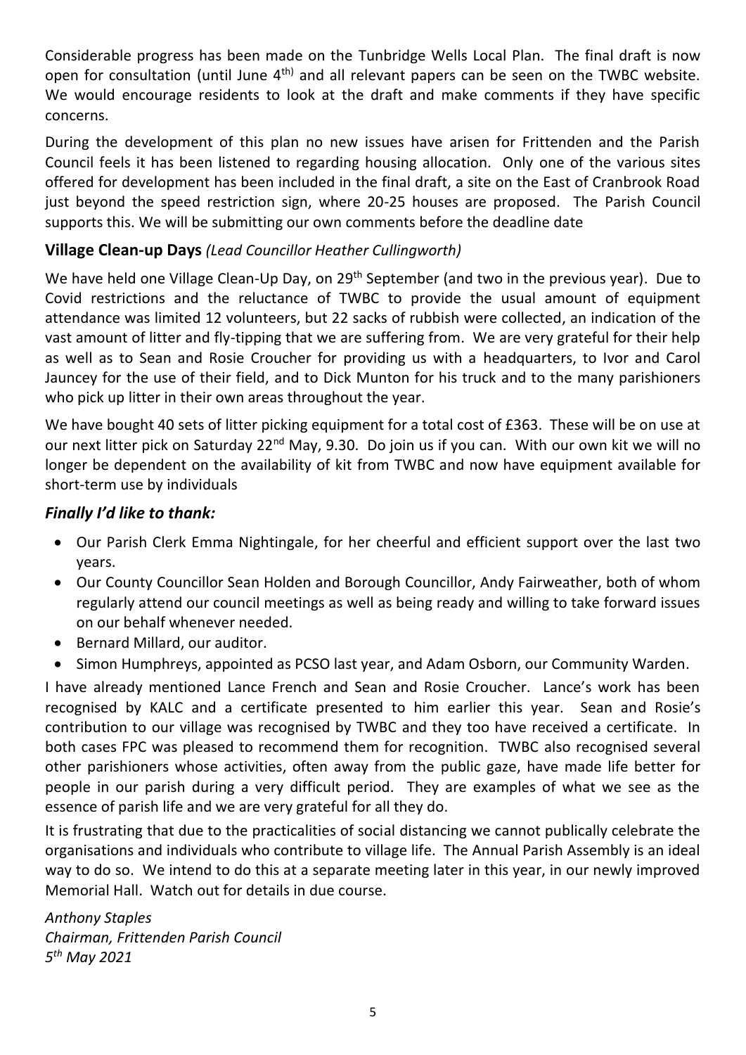Considerable progress has been made on the Tunbridge Wells Local Plan. The final draft is now open for consultation (until June 4th) and all relevant papers can be seen on the TWBC website. We would encourage residents to look at the draft and make comments if they have specific concerns.

During the development of this plan no new issues have arisen for Frittenden and the Parish Council feels it has been listened to regarding housing allocation. Only one of the various sites offered for development has been included in the final draft, a site on the East of Cranbrook Road just beyond the speed restriction sign, where 20-25 houses are proposed. The Parish Council supports this. We will be submitting our own comments before the deadline date

### Village Clean-up Days *(Lead Councillor Heather Cullingworth)*

We have held one Village Clean-Up Day, on 29th September (and two in the previous year). Due to Covid restrictions and the reluctance of TWBC to provide the usual amount of equipment attendance was limited 12 volunteers, but 22 sacks of rubbish were collected, an indication of the vast amount of litter and fly-tipping that we are suffering from. We are very grateful for their help as well as to Sean and Rosie Croucher for providing us with a headquarters, to Ivor and Carol Jauncey for the use of their field, and to Dick Munton for his truck and to the many parishioners who pick up litter in their own areas throughout the year.

We have bought 40 sets of litter picking equipment for a total cost of £363. These will be on use at our next litter pick on Saturday 22nd May, 9.30. Do join us if you can. With our own kit we will no longer be dependent on the availability of kit from TWBC and now have equipment available for short-term use by individuals

### *Finally I'd like to thank:*

- Our Parish Clerk Emma Nightingale, for her cheerful and efficient support over the last two years.
- Our County Councillor Sean Holden and Borough Councillor, Andy Fairweather, both of whom regularly attend our council meetings as well as being ready and willing to take forward issues on our behalf whenever needed.
- Bernard Millard, our auditor.
- Simon Humphreys, appointed as PCSO last year, and Adam Osborn, our Community Warden.

I have already mentioned Lance French and Sean and Rosie Croucher. Lance's work has been recognised by KALC and a certificate presented to him earlier this year. Sean and Rosie's contribution to our village was recognised by TWBC and they too have received a certificate. In both cases FPC was pleased to recommend them for recognition. TWBC also recognised several other parishioners whose activities, often away from the public gaze, have made life better for people in our parish during a very difficult period. They are examples of what we see as the essence of parish life and we are very grateful for all they do.

It is frustrating that due to the practicalities of social distancing we cannot publically celebrate the organisations and individuals who contribute to village life. The Annual Parish Assembly is an ideal way to do so. We intend to do this at a separate meeting later in this year, in our newly improved Memorial Hall. Watch out for details in due course.

*Anthony Staples*
*Chairman, Frittenden Parish Council*
*5th May 2021*